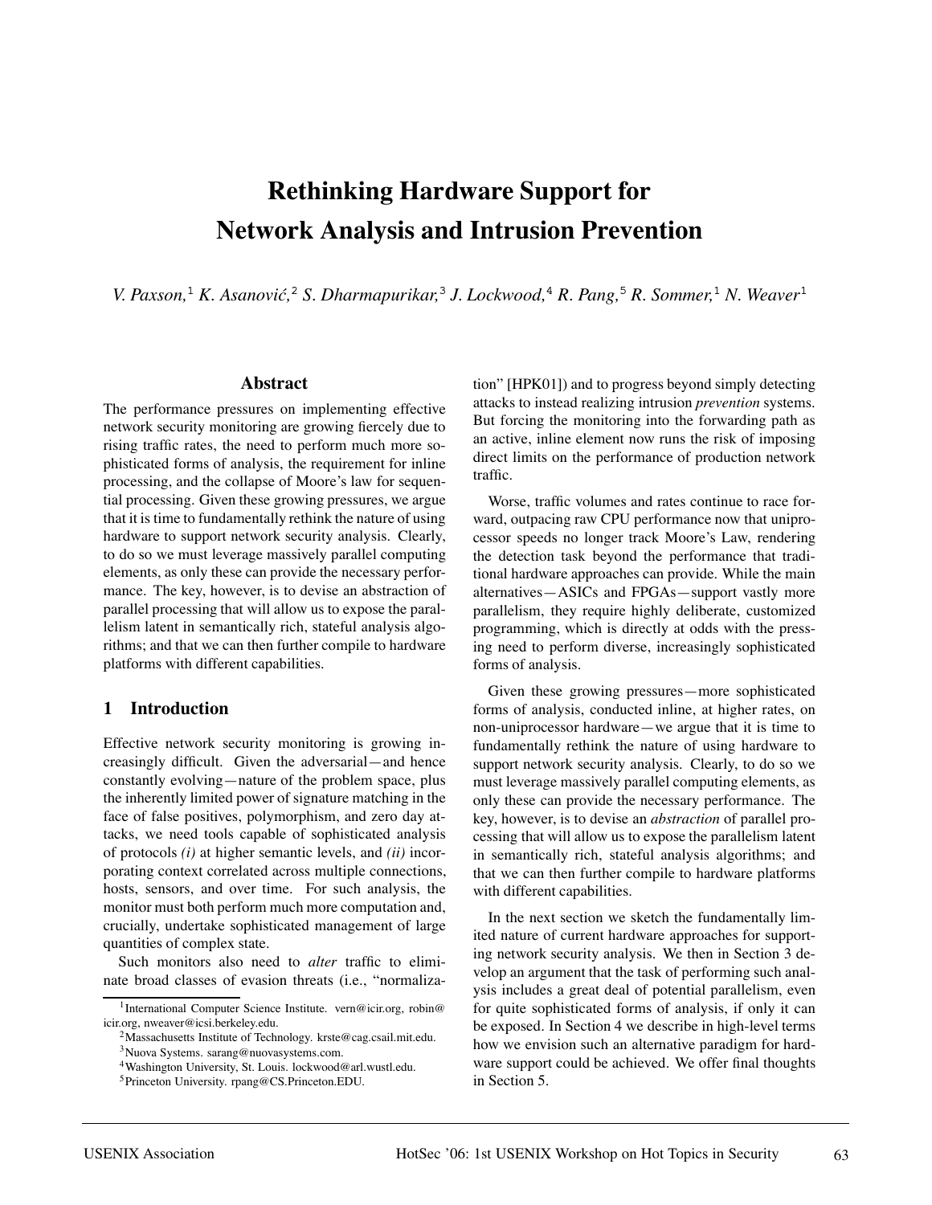# Rethinking Hardware Support for Network Analysis and Intrusion Prevention

*V. Paxson,*[1] *K. Asanović,*[2] *S. Dharmapurikar,*[3] *J. Lockwood,*[4] *R. Pang,*[5] *R. Sommer,*[1] *N. Weaver*[1]

## Abstract

The performance pressures on implementing effective network security monitoring are growing fiercely due to rising traffic rates, the need to perform much more sophisticated forms of analysis, the requirement for inline processing, and the collapse of Moore's law for sequential processing. Given these growing pressures, we argue that it is time to fundamentally rethink the nature of using hardware to support network security analysis. Clearly, to do so we must leverage massively parallel computing elements, as only these can provide the necessary performance. The key, however, is to devise an abstraction of parallel processing that will allow us to expose the parallelism latent in semantically rich, stateful analysis algorithms; and that we can then further compile to hardware platforms with different capabilities.

## 1 Introduction

Effective network security monitoring is growing increasingly difficult. Given the adversarial—and hence constantly evolving—nature of the problem space, plus the inherently limited power of signature matching in the face of false positives, polymorphism, and zero day attacks, we need tools capable of sophisticated analysis of protocols *(i)* at higher semantic levels, and *(ii)* incorporating context correlated across multiple connections, hosts, sensors, and over time. For such analysis, the monitor must both perform much more computation and, crucially, undertake sophisticated management of large quantities of complex state.

Such monitors also need to *alter* traffic to eliminate broad classes of evasion threats (i.e., "normalization" [HPK01]) and to progress beyond simply detecting attacks to instead realizing intrusion *prevention* systems. But forcing the monitoring into the forwarding path as an active, inline element now runs the risk of imposing direct limits on the performance of production network traffic.

Worse, traffic volumes and rates continue to race forward, outpacing raw CPU performance now that uniprocessor speeds no longer track Moore's Law, rendering the detection task beyond the performance that traditional hardware approaches can provide. While the main alternatives—ASICs and FPGAs—support vastly more parallelism, they require highly deliberate, customized programming, which is directly at odds with the pressing need to perform diverse, increasingly sophisticated forms of analysis.

Given these growing pressures—more sophisticated forms of analysis, conducted inline, at higher rates, on non-uniprocessor hardware—we argue that it is time to fundamentally rethink the nature of using hardware to support network security analysis. Clearly, to do so we must leverage massively parallel computing elements, as only these can provide the necessary performance. The key, however, is to devise an *abstraction* of parallel processing that will allow us to expose the parallelism latent in semantically rich, stateful analysis algorithms; and that we can then further compile to hardware platforms with different capabilities.

In the next section we sketch the fundamentally limited nature of current hardware approaches for supporting network security analysis. We then in Section 3 develop an argument that the task of performing such analysis includes a great deal of potential parallelism, even for quite sophisticated forms of analysis, if only it can be exposed. In Section 4 we describe in high-level terms how we envision such an alternative paradigm for hardware support could be achieved. We offer final thoughts in Section 5.

---

[1] International Computer Science Institute. vern@icir.org, robin@icir.org, nweaver@icsi.berkeley.edu.

[2] Massachusetts Institute of Technology. krste@cag.csail.mit.edu.

[3] Nuova Systems. sarang@nuovasystems.com.

[4] Washington University, St. Louis. lockwood@arl.wustl.edu.

[5] Princeton University. rpang@CS.Princeton.EDU.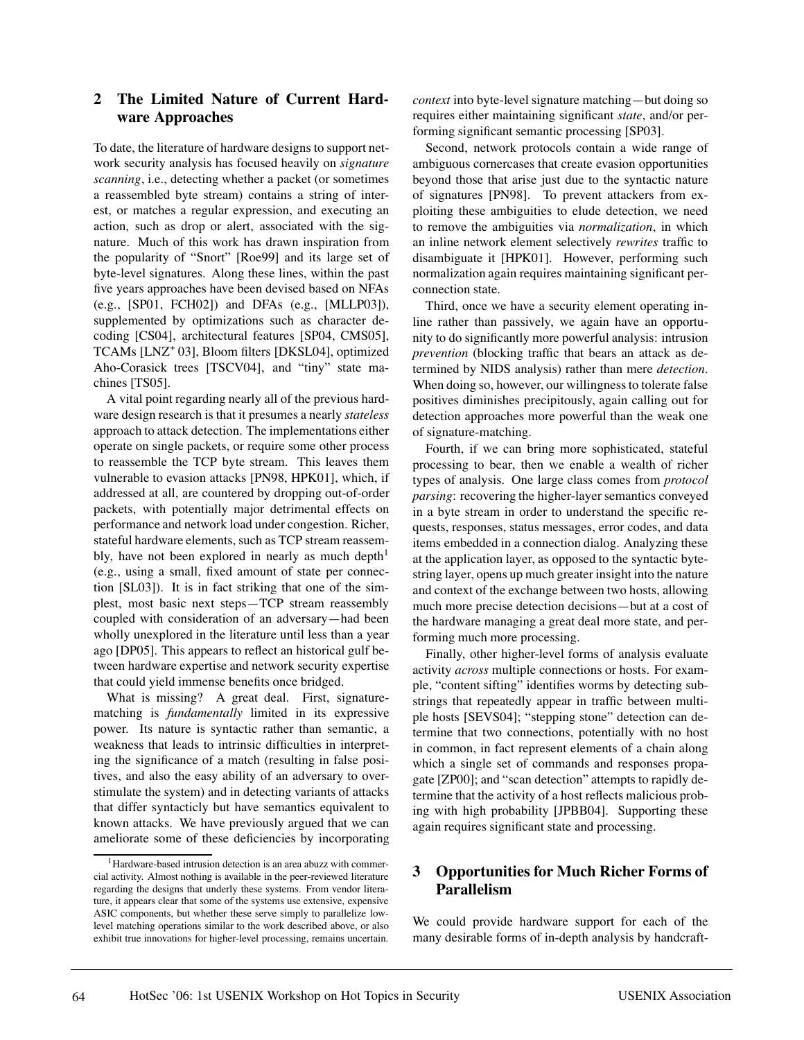## 2 The Limited Nature of Current Hardware Approaches

To date, the literature of hardware designs to support network security analysis has focused heavily on *signature scanning*, i.e., detecting whether a packet (or sometimes a reassembled byte stream) contains a string of interest, or matches a regular expression, and executing an action, such as drop or alert, associated with the signature. Much of this work has drawn inspiration from the popularity of "Snort" [Roe99] and its large set of byte-level signatures. Along these lines, within the past five years approaches have been devised based on NFAs (e.g., [SP01, FCH02]) and DFAs (e.g., [MLLP03]), supplemented by optimizations such as character decoding [CS04], architectural features [SP04, CMS05], TCAMs [LNZ+ 03], Bloom filters [DKSL04], optimized Aho-Corasick trees [TSCV04], and "tiny" state machines [TS05].

A vital point regarding nearly all of the previous hardware design research is that it presumes a nearly *stateless* approach to attack detection. The implementations either operate on single packets, or require some other process to reassemble the TCP byte stream. This leaves them vulnerable to evasion attacks [PN98, HPK01], which, if addressed at all, are countered by dropping out-of-order packets, with potentially major detrimental effects on performance and network load under congestion. Richer, stateful hardware elements, such as TCP stream reassembly, have not been explored in nearly as much depth[1] (e.g., using a small, fixed amount of state per connection [SL03]). It is in fact striking that one of the simplest, most basic next steps—TCP stream reassembly coupled with consideration of an adversary—had been wholly unexplored in the literature until less than a year ago [DP05]. This appears to reflect an historical gulf between hardware expertise and network security expertise that could yield immense benefits once bridged.

What is missing? A great deal. First, signature-matching is *fundamentally* limited in its expressive power. Its nature is syntactic rather than semantic, a weakness that leads to intrinsic difficulties in interpreting the significance of a match (resulting in false positives, and also the easy ability of an adversary to overstimulate the system) and in detecting variants of attacks that differ syntacticly but have semantics equivalent to known attacks. We have previously argued that we can ameliorate some of these deficiencies by incorporating *context* into byte-level signature matching—but doing so requires either maintaining significant *state*, and/or performing significant semantic processing [SP03].

Second, network protocols contain a wide range of ambiguous cornercases that create evasion opportunities beyond those that arise just due to the syntactic nature of signatures [PN98]. To prevent attackers from exploiting these ambiguities to elude detection, we need to remove the ambiguities via *normalization*, in which an inline network element selectively *rewrites* traffic to disambiguate it [HPK01]. However, performing such normalization again requires maintaining significant per-connection state.

Third, once we have a security element operating inline rather than passively, we again have an opportunity to do significantly more powerful analysis: intrusion *prevention* (blocking traffic that bears an attack as determined by NIDS analysis) rather than mere *detection*. When doing so, however, our willingness to tolerate false positives diminishes precipitously, again calling out for detection approaches more powerful than the weak one of signature-matching.

Fourth, if we can bring more sophisticated, stateful processing to bear, then we enable a wealth of richer types of analysis. One large class comes from *protocol parsing*: recovering the higher-layer semantics conveyed in a byte stream in order to understand the specific requests, responses, status messages, error codes, and data items embedded in a connection dialog. Analyzing these at the application layer, as opposed to the syntactic byte-string layer, opens up much greater insight into the nature and context of the exchange between two hosts, allowing much more precise detection decisions—but at a cost of the hardware managing a great deal more state, and performing much more processing.

Finally, other higher-level forms of analysis evaluate activity *across* multiple connections or hosts. For example, "content sifting" identifies worms by detecting substrings that repeatedly appear in traffic between multiple hosts [SEVS04]; "stepping stone" detection can determine that two connections, potentially with no host in common, in fact represent elements of a chain along which a single set of commands and responses propagate [ZP00]; and "scan detection" attempts to rapidly determine that the activity of a host reflects malicious probing with high probability [JPBB04]. Supporting these again requires significant state and processing.

[1] Hardware-based intrusion detection is an area abuzz with commercial activity. Almost nothing is available in the peer-reviewed literature regarding the designs that underly these systems. From vendor literature, it appears clear that some of the systems use extensive, expensive ASIC components, but whether these serve simply to parallelize low-level matching operations similar to the work described above, or also exhibit true innovations for higher-level processing, remains uncertain.

## 3 Opportunities for Much Richer Forms of Parallelism

We could provide hardware support for each of the many desirable forms of in-depth analysis by handcraft-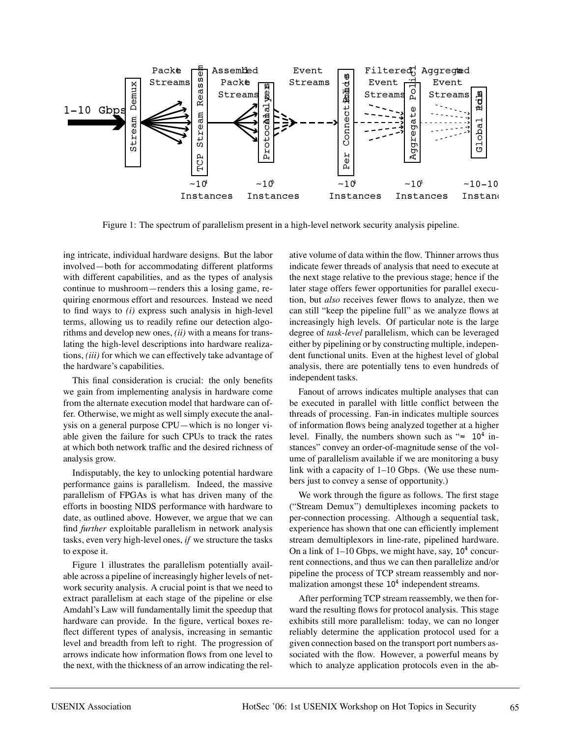Figure 1: The spectrum of parallelism present in a high-level network security analysis pipeline.

ing intricate, individual hardware designs. But the labor involved—both for accommodating different platforms with different capabilities, and as the types of analysis continue to mushroom—renders this a losing game, requiring enormous effort and resources. Instead we need to find ways to *(i)* express such analysis in high-level terms, allowing us to readily refine our detection algorithms and develop new ones, *(ii)* with a means for translating the high-level descriptions into hardware realizations, *(iii)* for which we can effectively take advantage of the hardware's capabilities.

This final consideration is crucial: the only benefits we gain from implementing analysis in hardware come from the alternate execution model that hardware can offer. Otherwise, we might as well simply execute the analysis on a general purpose CPU—which is no longer viable given the failure for such CPUs to track the rates at which both network traffic and the desired richness of analysis grow.

Indisputably, the key to unlocking potential hardware performance gains is parallelism. Indeed, the massive parallelism of FPGAs is what has driven many of the efforts in boosting NIDS performance with hardware to date, as outlined above. However, we argue that we can find *further* exploitable parallelism in network analysis tasks, even very high-level ones, *if* we structure the tasks to expose it.

Figure 1 illustrates the parallelism potentially available across a pipeline of increasingly higher levels of network security analysis. A crucial point is that we need to extract parallelism at each stage of the pipeline or else Amdahl's Law will fundamentally limit the speedup that hardware can provide. In the figure, vertical boxes reflect different types of analysis, increasing in semantic level and breadth from left to right. The progression of arrows indicate how information flows from one level to the next, with the thickness of an arrow indicating the relative volume of data within the flow. Thinner arrows thus indicate fewer threads of analysis that need to execute at the next stage relative to the previous stage; hence if the later stage offers fewer opportunities for parallel execution, but *also* receives fewer flows to analyze, then we can still "keep the pipeline full" as we analyze flows at increasingly high levels. Of particular note is the large degree of *task-level* parallelism, which can be leveraged either by pipelining or by constructing multiple, independent functional units. Even at the highest level of global analysis, there are potentially tens to even hundreds of independent tasks.

Fanout of arrows indicates multiple analyses that can be executed in parallel with little conflict between the threads of processing. Fan-in indicates multiple sources of information flows being analyzed together at a higher level. Finally, the numbers shown such as "$\approx 10^4$ instances" convey an order-of-magnitude sense of the volume of parallelism available if we are monitoring a busy link with a capacity of 1–10 Gbps. (We use these numbers just to convey a sense of opportunity.)

We work through the figure as follows. The first stage ("Stream Demux") demultiplexes incoming packets to per-connection processing. Although a sequential task, experience has shown that one can efficiently implement stream demultiplexors in line-rate, pipelined hardware. On a link of 1–10 Gbps, we might have, say, $10^4$ concurrent connections, and thus we can then parallelize and/or pipeline the process of TCP stream reassembly and normalization amongst these $10^4$ independent streams.

After performing TCP stream reassembly, we then forward the resulting flows for protocol analysis. This stage exhibits still more parallelism: today, we can no longer reliably determine the application protocol used for a given connection based on the transport port numbers associated with the flow. However, a powerful means by which to analyze application protocols even in the ab-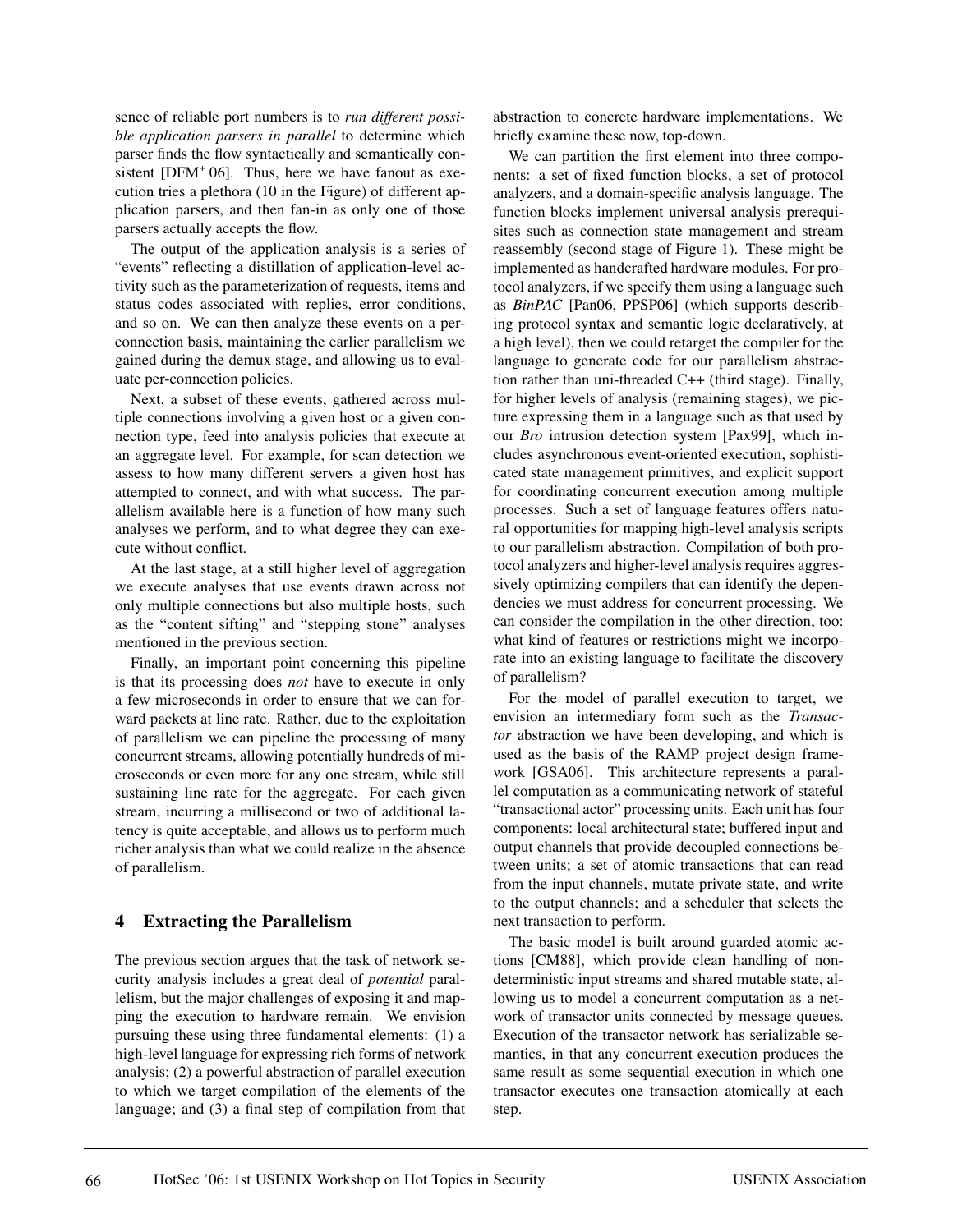sence of reliable port numbers is to *run different possible application parsers in parallel* to determine which parser finds the flow syntactically and semantically consistent [DFM+06]. Thus, here we have fanout as execution tries a plethora (10 in the Figure) of different application parsers, and then fan-in as only one of those parsers actually accepts the flow.

The output of the application analysis is a series of "events" reflecting a distillation of application-level activity such as the parameterization of requests, items and status codes associated with replies, error conditions, and so on. We can then analyze these events on a per-connection basis, maintaining the earlier parallelism we gained during the demux stage, and allowing us to evaluate per-connection policies.

Next, a subset of these events, gathered across multiple connections involving a given host or a given connection type, feed into analysis policies that execute at an aggregate level. For example, for scan detection we assess to how many different servers a given host has attempted to connect, and with what success. The parallelism available here is a function of how many such analyses we perform, and to what degree they can execute without conflict.

At the last stage, at a still higher level of aggregation we execute analyses that use events drawn across not only multiple connections but also multiple hosts, such as the "content sifting" and "stepping stone" analyses mentioned in the previous section.

Finally, an important point concerning this pipeline is that its processing does *not* have to execute in only a few microseconds in order to ensure that we can forward packets at line rate. Rather, due to the exploitation of parallelism we can pipeline the processing of many concurrent streams, allowing potentially hundreds of microseconds or even more for any one stream, while still sustaining line rate for the aggregate. For each given stream, incurring a millisecond or two of additional latency is quite acceptable, and allows us to perform much richer analysis than what we could realize in the absence of parallelism.

## 4 Extracting the Parallelism

The previous section argues that the task of network security analysis includes a great deal of *potential* parallelism, but the major challenges of exposing it and mapping the execution to hardware remain. We envision pursuing these using three fundamental elements: (1) a high-level language for expressing rich forms of network analysis; (2) a powerful abstraction of parallel execution to which we target compilation of the elements of the language; and (3) a final step of compilation from that abstraction to concrete hardware implementations. We briefly examine these now, top-down.

We can partition the first element into three components: a set of fixed function blocks, a set of protocol analyzers, and a domain-specific analysis language. The function blocks implement universal analysis prerequisites such as connection state management and stream reassembly (second stage of Figure 1). These might be implemented as handcrafted hardware modules. For protocol analyzers, if we specify them using a language such as *BinPAC* [Pan06, PPSP06] (which supports describing protocol syntax and semantic logic declaratively, at a high level), then we could retarget the compiler for the language to generate code for our parallelism abstraction rather than uni-threaded C++ (third stage). Finally, for higher levels of analysis (remaining stages), we picture expressing them in a language such as that used by our *Bro* intrusion detection system [Pax99], which includes asynchronous event-oriented execution, sophisticated state management primitives, and explicit support for coordinating concurrent execution among multiple processes. Such a set of language features offers natural opportunities for mapping high-level analysis scripts to our parallelism abstraction. Compilation of both protocol analyzers and higher-level analysis requires aggressively optimizing compilers that can identify the dependencies we must address for concurrent processing. We can consider the compilation in the other direction, too: what kind of features or restrictions might we incorporate into an existing language to facilitate the discovery of parallelism?

For the model of parallel execution to target, we envision an intermediary form such as the *Transactor* abstraction we have been developing, and which is used as the basis of the RAMP project design framework [GSA06]. This architecture represents a parallel computation as a communicating network of stateful "transactional actor" processing units. Each unit has four components: local architectural state; buffered input and output channels that provide decoupled connections between units; a set of atomic transactions that can read from the input channels, mutate private state, and write to the output channels; and a scheduler that selects the next transaction to perform.

The basic model is built around guarded atomic actions [CM88], which provide clean handling of non-deterministic input streams and shared mutable state, allowing us to model a concurrent computation as a network of transactor units connected by message queues. Execution of the transactor network has serializable semantics, in that any concurrent execution produces the same result as some sequential execution in which one transactor executes one transaction atomically at each step.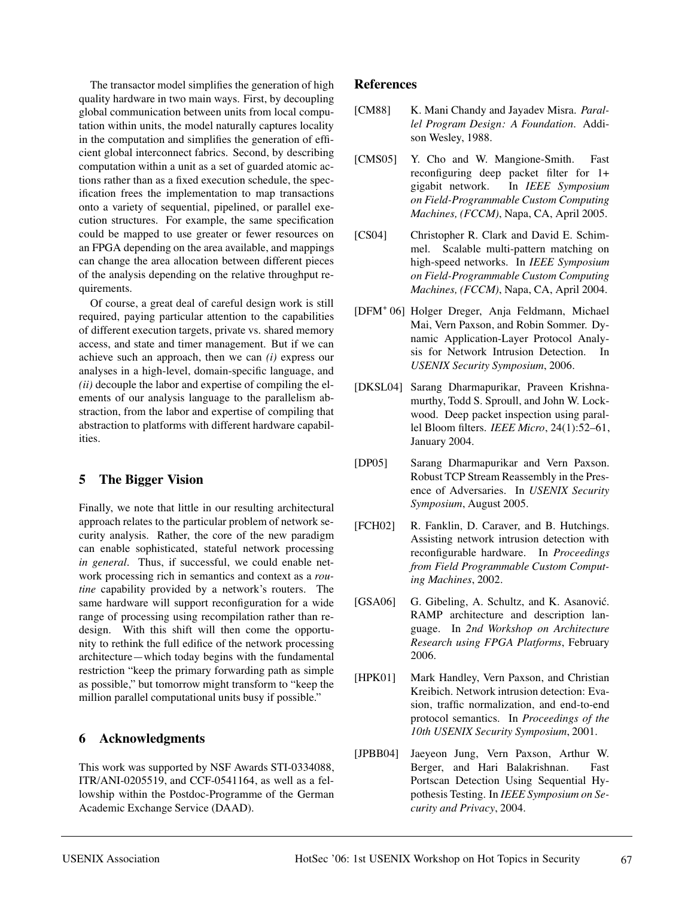The transactor model simplifies the generation of high quality hardware in two main ways. First, by decoupling global communication between units from local computation within units, the model naturally captures locality in the computation and simplifies the generation of efficient global interconnect fabrics. Second, by describing computation within a unit as a set of guarded atomic actions rather than as a fixed execution schedule, the specification frees the implementation to map transactions onto a variety of sequential, pipelined, or parallel execution structures. For example, the same specification could be mapped to use greater or fewer resources on an FPGA depending on the area available, and mappings can change the area allocation between different pieces of the analysis depending on the relative throughput requirements.

Of course, a great deal of careful design work is still required, paying particular attention to the capabilities of different execution targets, private vs. shared memory access, and state and timer management. But if we can achieve such an approach, then we can *(i)* express our analyses in a high-level, domain-specific language, and *(ii)* decouple the labor and expertise of compiling the elements of our analysis language to the parallelism abstraction, from the labor and expertise of compiling that abstraction to platforms with different hardware capabilities.

## 5 The Bigger Vision

Finally, we note that little in our resulting architectural approach relates to the particular problem of network security analysis. Rather, the core of the new paradigm can enable sophisticated, stateful network processing *in general*. Thus, if successful, we could enable network processing rich in semantics and context as a *routine* capability provided by a network's routers. The same hardware will support reconfiguration for a wide range of processing using recompilation rather than redesign. With this shift will then come the opportunity to rethink the full edifice of the network processing architecture—which today begins with the fundamental restriction "keep the primary forwarding path as simple as possible," but tomorrow might transform to "keep the million parallel computational units busy if possible."

## 6 Acknowledgments

This work was supported by NSF Awards STI-0334088, ITR/ANI-0205519, and CCF-0541164, as well as a fellowship within the Postdoc-Programme of the German Academic Exchange Service (DAAD).

## References

[CM88] K. Mani Chandy and Jayadev Misra. *Parallel Program Design: A Foundation*. Addison Wesley, 1988.

[CMS05] Y. Cho and W. Mangione-Smith. Fast reconfiguring deep packet filter for 1+ gigabit network. In *IEEE Symposium on Field-Programmable Custom Computing Machines, (FCCM)*, Napa, CA, April 2005.

[CS04] Christopher R. Clark and David E. Schimmel. Scalable multi-pattern matching on high-speed networks. In *IEEE Symposium on Field-Programmable Custom Computing Machines, (FCCM)*, Napa, CA, April 2004.

[DFM+06] Holger Dreger, Anja Feldmann, Michael Mai, Vern Paxson, and Robin Sommer. Dynamic Application-Layer Protocol Analysis for Network Intrusion Detection. In *USENIX Security Symposium*, 2006.

[DKSL04] Sarang Dharmapurikar, Praveen Krishnamurthy, Todd S. Sproull, and John W. Lockwood. Deep packet inspection using parallel Bloom filters. *IEEE Micro*, 24(1):52–61, January 2004.

[DP05] Sarang Dharmapurikar and Vern Paxson. Robust TCP Stream Reassembly in the Presence of Adversaries. In *USENIX Security Symposium*, August 2005.

[FCH02] R. Franklin, D. Caraver, and B. Hutchings. Assisting network intrusion detection with reconfigurable hardware. In *Proceedings from Field Programmable Custom Computing Machines*, 2002.

[GSA06] G. Gibeling, A. Schultz, and K. Asanović. RAMP architecture and description language. In *2nd Workshop on Architecture Research using FPGA Platforms*, February 2006.

[HPK01] Mark Handley, Vern Paxson, and Christian Kreibich. Network intrusion detection: Evasion, traffic normalization, and end-to-end protocol semantics. In *Proceedings of the 10th USENIX Security Symposium*, 2001.

[JPBB04] Jaeyeon Jung, Vern Paxson, Arthur W. Berger, and Hari Balakrishnan. Fast Portscan Detection Using Sequential Hypothesis Testing. In *IEEE Symposium on Security and Privacy*, 2004.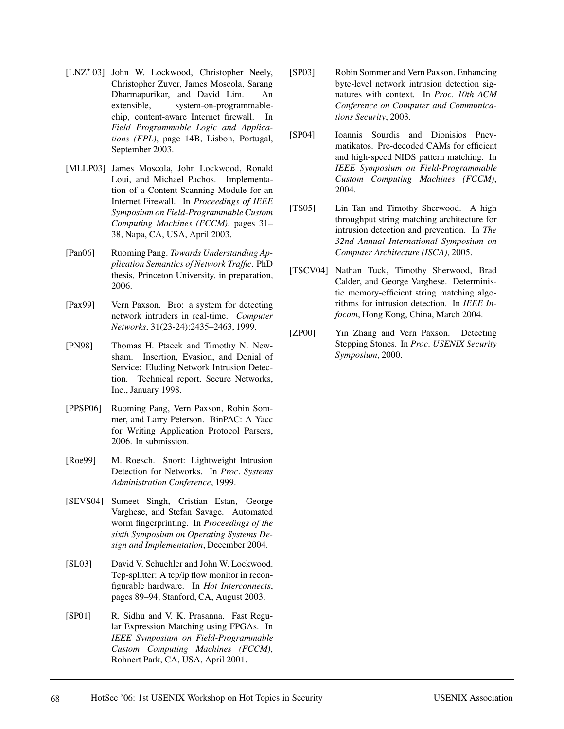[LNZ+03] John W. Lockwood, Christopher Neely, Christopher Zuver, James Moscola, Sarang Dharmapurikar, and David Lim. An extensible, system-on-programmable-chip, content-aware Internet firewall. In *Field Programmable Logic and Applications (FPL)*, page 14B, Lisbon, Portugal, September 2003.

[MLLP03] James Moscola, John Lockwood, Ronald Loui, and Michael Pachos. Implementation of a Content-Scanning Module for an Internet Firewall. In *Proceedings of IEEE Symposium on Field-Programmable Custom Computing Machines (FCCM)*, pages 31–38, Napa, CA, USA, April 2003.

[Pan06] Ruoming Pang. *Towards Understanding Application Semantics of Network Traffic*. PhD thesis, Princeton University, in preparation, 2006.

[Pax99] Vern Paxson. Bro: a system for detecting network intruders in real-time. *Computer Networks*, 31(23-24):2435–2463, 1999.

[PN98] Thomas H. Ptacek and Timothy N. Newsham. Insertion, Evasion, and Denial of Service: Eluding Network Intrusion Detection. Technical report, Secure Networks, Inc., January 1998.

[PPSP06] Ruoming Pang, Vern Paxson, Robin Sommer, and Larry Peterson. BinPAC: A Yacc for Writing Application Protocol Parsers, 2006. In submission.

[Roe99] M. Roesch. Snort: Lightweight Intrusion Detection for Networks. In *Proc. Systems Administration Conference*, 1999.

[SEVS04] Sumeet Singh, Cristian Estan, George Varghese, and Stefan Savage. Automated worm fingerprinting. In *Proceedings of the sixth Symposium on Operating Systems Design and Implementation*, December 2004.

[SL03] David V. Schuehler and John W. Lockwood. Tcp-splitter: A tcp/ip flow monitor in reconfigurable hardware. In *Hot Interconnects*, pages 89–94, Stanford, CA, August 2003.

[SP01] R. Sidhu and V. K. Prasanna. Fast Regular Expression Matching using FPGAs. In *IEEE Symposium on Field-Programmable Custom Computing Machines (FCCM)*, Rohnert Park, CA, USA, April 2001.

[SP03] Robin Sommer and Vern Paxson. Enhancing byte-level network intrusion detection signatures with context. In *Proc. 10th ACM Conference on Computer and Communications Security*, 2003.

[SP04] Ioannis Sourdis and Dionisios Pnevmatikatos. Pre-decoded CAMs for efficient and high-speed NIDS pattern matching. In *IEEE Symposium on Field-Programmable Custom Computing Machines (FCCM)*, 2004.

[TS05] Lin Tan and Timothy Sherwood. A high throughput string matching architecture for intrusion detection and prevention. In *The 32nd Annual International Symposium on Computer Architecture (ISCA)*, 2005.

[TSCV04] Nathan Tuck, Timothy Sherwood, Brad Calder, and George Varghese. Deterministic memory-efficient string matching algorithms for intrusion detection. In *IEEE Infocom*, Hong Kong, China, March 2004.

[ZP00] Yin Zhang and Vern Paxson. Detecting Stepping Stones. In *Proc. USENIX Security Symposium*, 2000.